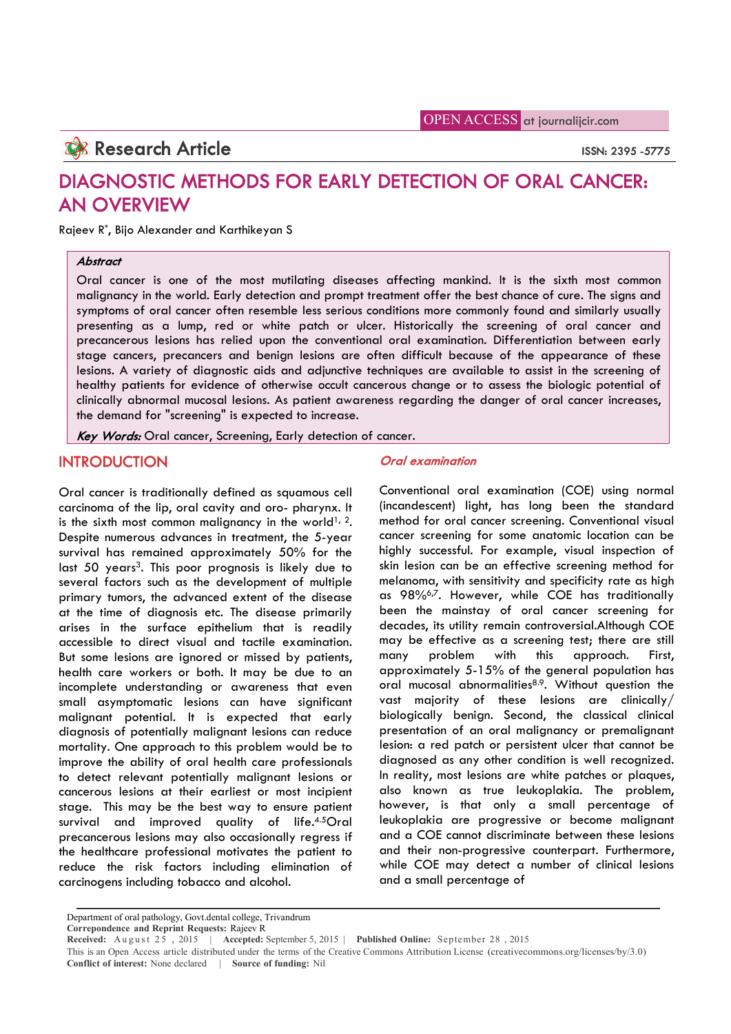# DIAGNOSTIC METHODS FOR EARLY DETECTION OF ORAL CANCER: AN OVERVIEW

Rajeev R*, Bijo Alexander and Karthikeyan S

***Abstract***

Oral cancer is one of the most mutilating diseases affecting mankind. It is the sixth most common malignancy in the world. Early detection and prompt treatment offer the best chance of cure. The signs and symptoms of oral cancer often resemble less serious conditions more commonly found and similarly usually presenting as a lump, red or white patch or ulcer. Historically the screening of oral cancer and precancerous lesions has relied upon the conventional oral examination. Differentiation between early stage cancers, precancers and benign lesions are often difficult because of the appearance of these lesions. A variety of diagnostic aids and adjunctive techniques are available to assist in the screening of healthy patients for evidence of otherwise occult cancerous change or to assess the biologic potential of clinically abnormal mucosal lesions. As patient awareness regarding the danger of oral cancer increases, the demand for "screening" is expected to increase.

***Key Words:*** Oral cancer, Screening, Early detection of cancer.

## INTRODUCTION

Oral cancer is traditionally defined as squamous cell carcinoma of the lip, oral cavity and oro- pharynx. It is the sixth most common malignancy in the world[1, 2]. Despite numerous advances in treatment, the 5-year survival has remained approximately 50% for the last 50 years[3]. This poor prognosis is likely due to several factors such as the development of multiple primary tumors, the advanced extent of the disease at the time of diagnosis etc. The disease primarily arises in the surface epithelium that is readily accessible to direct visual and tactile examination. But some lesions are ignored or missed by patients, health care workers or both. It may be due to an incomplete understanding or awareness that even small asymptomatic lesions can have significant malignant potential. It is expected that early diagnosis of potentially malignant lesions can reduce mortality. One approach to this problem would be to improve the ability of oral health care professionals to detect relevant potentially malignant lesions or cancerous lesions at their earliest or most incipient stage. This may be the best way to ensure patient survival and improved quality of life.[4,5] Oral precancerous lesions may also occasionally regress if the healthcare professional motivates the patient to reduce the risk factors including elimination of carcinogens including tobacco and alcohol.

### *Oral examination*

Conventional oral examination (COE) using normal (incandescent) light, has long been the standard method for oral cancer screening. Conventional visual cancer screening for some anatomic location can be highly successful. For example, visual inspection of skin lesion can be an effective screening method for melanoma, with sensitivity and specificity rate as high as 98%[6,7]. However, while COE has traditionally been the mainstay of oral cancer screening for decades, its utility remain controversial.Although COE may be effective as a screening test; there are still many problem with this approach. First, approximately 5-15% of the general population has oral mucosal abnormalities[8,9]. Without question the vast majority of these lesions are clinically/ biologically benign. Second, the classical clinical presentation of an oral malignancy or premalignant lesion: a red patch or persistent ulcer that cannot be diagnosed as any other condition is well recognized. In reality, most lesions are white patches or plaques, also known as true leukoplakia. The problem, however, is that only a small percentage of leukoplakia are progressive or become malignant and a COE cannot discriminate between these lesions and their non-progressive counterpart. Furthermore, while COE may detect a number of clinical lesions and a small percentage of

Department of oral pathology, Govt.dental college, Trivandrum
**Correpondence and Reprint Requests:** Rajeev R
**Received:** August 25, 2015 | **Accepted:** September 5, 2015 | **Published Online:** September 28, 2015
This is an Open Access article distributed under the terms of the Creative Commons Attribution License (creativecommons.org/licenses/by/3.0)
**Conflict of interest:** None declared | **Source of funding:** Nil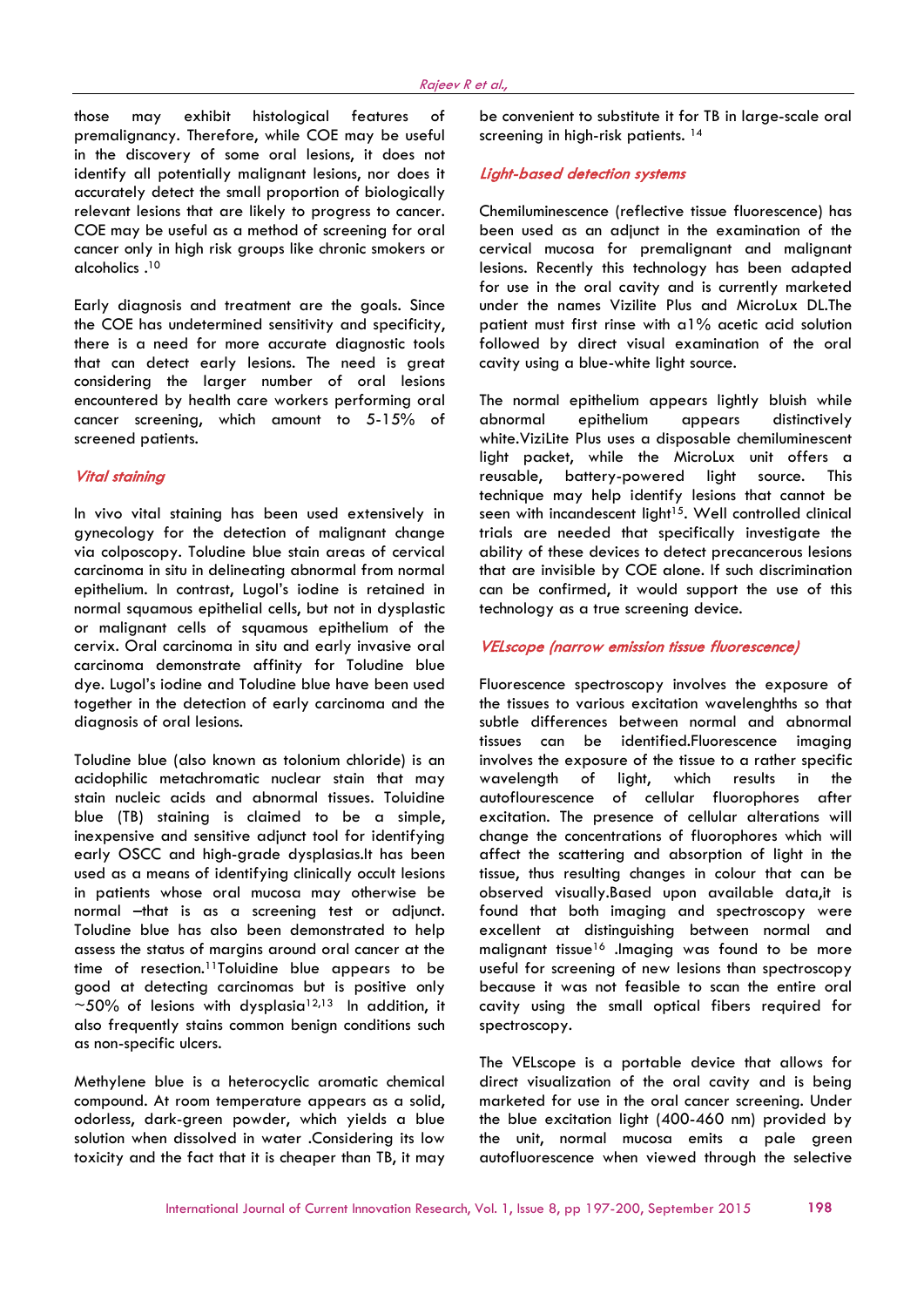those may exhibit histological features of premalignancy. Therefore, while COE may be useful in the discovery of some oral lesions, it does not identify all potentially malignant lesions, nor does it accurately detect the small proportion of biologically relevant lesions that are likely to progress to cancer. COE may be useful as a method of screening for oral cancer only in high risk groups like chronic smokers or alcoholics .[10]

Early diagnosis and treatment are the goals. Since the COE has undetermined sensitivity and specificity, there is a need for more accurate diagnostic tools that can detect early lesions. The need is great considering the larger number of oral lesions encountered by health care workers performing oral cancer screening, which amount to 5-15% of screened patients.

### *Vital staining*

In vivo vital staining has been used extensively in gynecology for the detection of malignant change via colposcopy. Toludine blue stain areas of cervical carcinoma in situ in delineating abnormal from normal epithelium. In contrast, Lugol's iodine is retained in normal squamous epithelial cells, but not in dysplastic or malignant cells of squamous epithelium of the cervix. Oral carcinoma in situ and early invasive oral carcinoma demonstrate affinity for Toludine blue dye. Lugol's iodine and Toludine blue have been used together in the detection of early carcinoma and the diagnosis of oral lesions.

Toludine blue (also known as tolonium chloride) is an acidophilic metachromatic nuclear stain that may stain nucleic acids and abnormal tissues. Toluidine blue (TB) staining is claimed to be a simple, inexpensive and sensitive adjunct tool for identifying early OSCC and high-grade dysplasias.It has been used as a means of identifying clinically occult lesions in patients whose oral mucosa may otherwise be normal –that is as a screening test or adjunct. Toludine blue has also been demonstrated to help assess the status of margins around oral cancer at the time of resection.[11]Toluidine blue appears to be good at detecting carcinomas but is positive only ~50% of lesions with dysplasia[12,13] In addition, it also frequently stains common benign conditions such as non-specific ulcers.

Methylene blue is a heterocyclic aromatic chemical compound. At room temperature appears as a solid, odorless, dark-green powder, which yields a blue solution when dissolved in water .Considering its low toxicity and the fact that it is cheaper than TB, it may be convenient to substitute it for TB in large-scale oral screening in high-risk patients. [14]

### *Light-based detection systems*

Chemiluminescence (reflective tissue fluorescence) has been used as an adjunct in the examination of the cervical mucosa for premalignant and malignant lesions. Recently this technology has been adapted for use in the oral cavity and is currently marketed under the names Vizilite Plus and MicroLux DL.The patient must first rinse with a1% acetic acid solution followed by direct visual examination of the oral cavity using a blue-white light source.

The normal epithelium appears lightly bluish while abnormal epithelium appears distinctively white.ViziLite Plus uses a disposable chemiluminescent light packet, while the MicroLux unit offers a reusable, battery-powered light source. This technique may help identify lesions that cannot be seen with incandescent light[15]. Well controlled clinical trials are needed that specifically investigate the ability of these devices to detect precancerous lesions that are invisible by COE alone. If such discrimination can be confirmed, it would support the use of this technology as a true screening device.

### *VELscope (narrow emission tissue fluorescence)*

Fluorescence spectroscopy involves the exposure of the tissues to various excitation wavelenghths so that subtle differences between normal and abnormal tissues can be identified.Fluorescence imaging involves the exposure of the tissue to a rather specific wavelength of light, which results in the autoflouresence of cellular fluorophores after excitation. The presence of cellular alterations will change the concentrations of fluorophores which will affect the scattering and absorption of light in the tissue, thus resulting changes in colour that can be observed visually.Based upon available data,it is found that both imaging and spectroscopy were excellent at distinguishing between normal and malignant tissue[16] .Imaging was found to be more useful for screening of new lesions than spectroscopy because it was not feasible to scan the entire oral cavity using the small optical fibers required for spectroscopy.

The VELscope is a portable device that allows for direct visualization of the oral cavity and is being marketed for use in the oral cancer screening. Under the blue excitation light (400-460 nm) provided by the unit, normal mucosa emits a pale green autofluorescence when viewed through the selective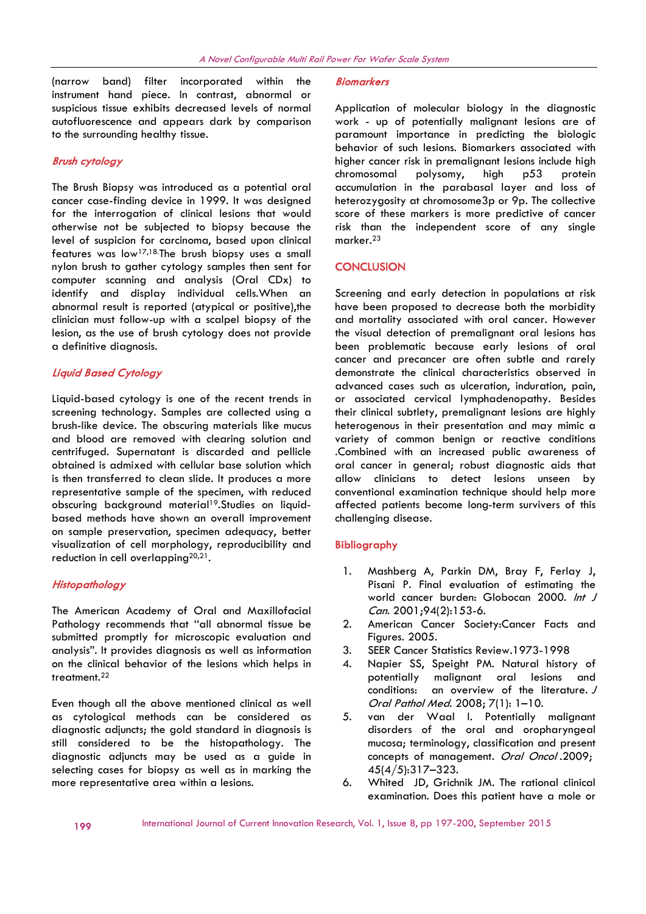(narrow band) filter incorporated within the instrument hand piece. In contrast, abnormal or suspicious tissue exhibits decreased levels of normal autofluorescence and appears dark by comparison to the surrounding healthy tissue.

### *Brush cytology*

The Brush Biopsy was introduced as a potential oral cancer case-finding device in 1999. It was designed for the interrogation of clinical lesions that would otherwise not be subjected to biopsy because the level of suspicion for carcinoma, based upon clinical features was low[17,18].The brush biopsy uses a small nylon brush to gather cytology samples then sent for computer scanning and analysis (Oral CDx) to identify and display individual cells.When an abnormal result is reported (atypical or positive),the clinician must follow-up with a scalpel biopsy of the lesion, as the use of brush cytology does not provide a definitive diagnosis.

### *Liquid Based Cytology*

Liquid-based cytology is one of the recent trends in screening technology. Samples are collected using a brush-like device. The obscuring materials like mucus and blood are removed with clearing solution and centrifuged. Supernatant is discarded and pellicle obtained is admixed with cellular base solution which is then transferred to clean slide. It produces a more representative sample of the specimen, with reduced obscuring background material[19].Studies on liquid-based methods have shown an overall improvement on sample preservation, specimen adequacy, better visualization of cell morphology, reproducibility and reduction in cell overlapping[20,21].

### *Histopathology*

The American Academy of Oral and Maxillofacial Pathology recommends that "all abnormal tissue be submitted promptly for microscopic evaluation and analysis". It provides diagnosis as well as information on the clinical behavior of the lesions which helps in treatment.[22]

Even though all the above mentioned clinical as well as cytological methods can be considered as diagnostic adjuncts; the gold standard in diagnosis is still considered to be the histopathology. The diagnostic adjuncts may be used as a guide in selecting cases for biopsy as well as in marking the more representative area within a lesions.

### *Biomarkers*

Application of molecular biology in the diagnostic work - up of potentially malignant lesions are of paramount importance in predicting the biologic behavior of such lesions. Biomarkers associated with higher cancer risk in premalignant lesions include high chromosomal polysomy, high p53 protein accumulation in the parabasal layer and loss of heterozygosity at chromosome3p or 9p. The collective score of these markers is more predictive of cancer risk than the independent score of any single marker.[23]

## CONCLUSION

Screening and early detection in populations at risk have been proposed to decrease both the morbidity and mortality associated with oral cancer. However the visual detection of premalignant oral lesions has been problematic because early lesions of oral cancer and precancer are often subtle and rarely demonstrate the clinical characteristics observed in advanced cases such as ulceration, induration, pain, or associated cervical lymphadenopathy. Besides their clinical subtlety, premalignant lesions are highly heterogenous in their presentation and may mimic a variety of common benign or reactive conditions .Combined with an increased public awareness of oral cancer in general; robust diagnostic aids that allow clinicians to detect lesions unseen by conventional examination technique should help more affected patients become long-term survivers of this challenging disease.

## Bibliography

1. Mashberg A, Parkin DM, Bray F, Ferlay J, Pisani P. Final evaluation of estimating the world cancer burden: Globocan 2000. *Int J Can.* 2001;94(2):153-6.
2. American Cancer Society:Cancer Facts and Figures. 2005.
3. SEER Cancer Statistics Review.1973-1998
4. Napier SS, Speight PM. Natural history of potentially malignant oral lesions and conditions: an overview of the literature. *J Oral Pathol Med.* 2008; 7(1): 1–10.
5. van der Waal I. Potentially malignant disorders of the oral and oropharyngeal mucosa; terminology, classification and present concepts of management. *Oral Oncol* .2009; 45(4/5):317–323.
6. Whited JD, Grichnik JM. The rational clinical examination. Does this patient have a mole or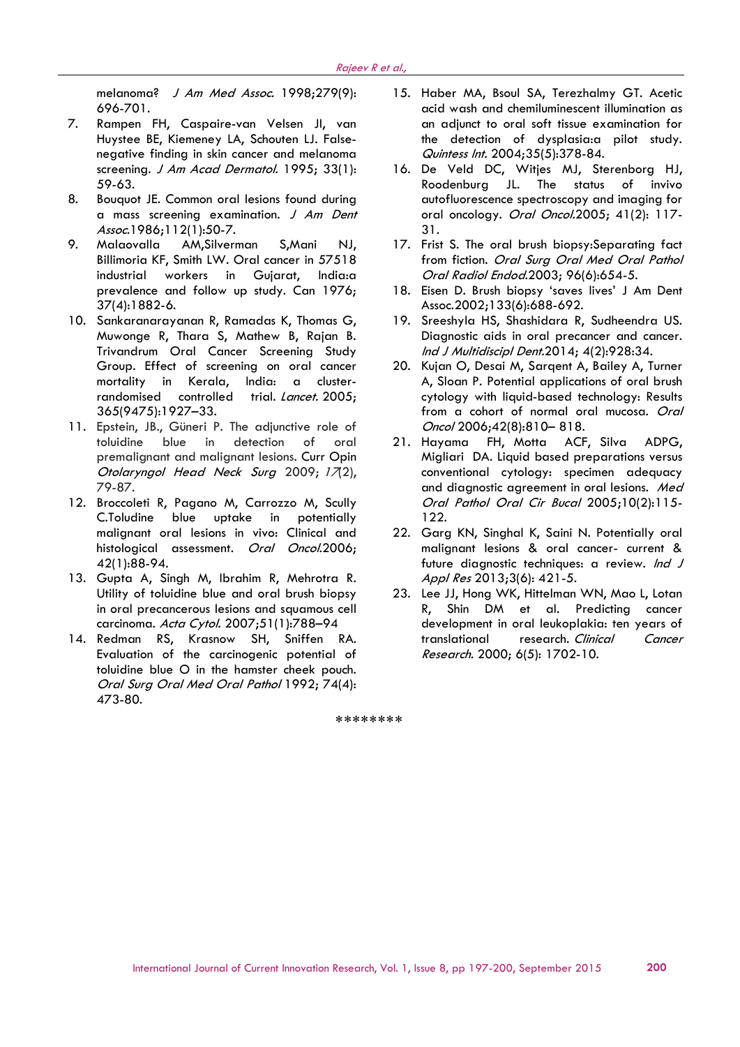melanoma? *J Am Med Assoc.* 1998;279(9): 696-701.

7. Rampen FH, Caspaire-van Velsen JI, van Huystee BE, Kiemeney LA, Schouten LJ. False-negative finding in skin cancer and melanoma screening. *J Am Acad Dermatol.* 1995; 33(1): 59-63.
8. Bouquot JE. Common oral lesions found during a mass screening examination. *J Am Dent Assoc.*1986;112(1):50-7.
9. Malaovalla AM,Silverman S,Mani NJ, Billimoria KF, Smith LW. Oral cancer in 57518 industrial workers in Gujarat, India:a prevalence and follow up study. Can 1976; 37(4):1882-6.
10. Sankaranarayanan R, Ramadas K, Thomas G, Muwonge R, Thara S, Mathew B, Rajan B. Trivandrum Oral Cancer Screening Study Group. Effect of screening on oral cancer mortality in Kerala, India: a cluster-randomised controlled trial. *Lancet.* 2005; 365(9475):1927–33.
11. Epstein, JB., Güneri P. The adjunctive role of toluidine blue in detection of oral premalignant and malignant lesions. Curr Opin *Otolaryngol Head Neck Surg* 2009; *17*(2), 79-87.
12. Broccoleti R, Pagano M, Carrozzo M, Scully C.Toludine blue uptake in potentially malignant oral lesions in vivo: Clinical and histological assessment. *Oral Oncol.*2006; 42(1):88-94.
13. Gupta A, Singh M, Ibrahim R, Mehrotra R. Utility of toluidine blue and oral brush biopsy in oral precancerous lesions and squamous cell carcinoma. *Acta Cytol.* 2007;51(1):788–94
14. Redman RS, Krasnow SH, Sniffen RA. Evaluation of the carcinogenic potential of toluidine blue O in the hamster cheek pouch. *Oral Surg Oral Med Oral Pathol* 1992; 74(4): 473-80.
15. Haber MA, Bsoul SA, Terezhalmy GT. Acetic acid wash and chemiluminescent illumination as an adjunct to oral soft tissue examination for the detection of dysplasia:a pilot study. *Quintess Int.* 2004;35(5):378-84.
16. De Veld DC, Witjes MJ, Sterenborg HJ, Roodenburg JL. The status of invivo autofluorescence spectroscopy and imaging for oral oncology. *Oral Oncol.*2005; 41(2): 117-31.
17. Frist S. The oral brush biopsy:Separating fact from fiction. *Oral Surg Oral Med Oral Pathol Oral Radiol Endod.*2003; 96(6):654-5.
18. Eisen D. Brush biopsy 'saves lives' J Am Dent Assoc.2002;133(6):688-692.
19. Sreeshyla HS, Shashidara R, Sudheendra US. Diagnostic aids in oral precancer and cancer. *Ind J Multidiscipl Dent.*2014; 4(2):928:34.
20. Kujan O, Desai M, Sarqent A, Bailey A, Turner A, Sloan P. Potential applications of oral brush cytology with liquid-based technology: Results from a cohort of normal oral mucosa. *Oral Oncol* 2006;42(8):810– 818.
21. Hayama FH, Motta ACF, Silva ADPG, Migliari DA. Liquid based preparations versus conventional cytology: specimen adequacy and diagnostic agreement in oral lesions. *Med Oral Pathol Oral Cir Bucal* 2005;10(2):115-122.
22. Garg KN, Singhal K, Saini N. Potentially oral malignant lesions & oral cancer- current & future diagnostic techniques: a review. *Ind J Appl Res* 2013;3(6): 421-5.
23. Lee JJ, Hong WK, Hittelman WN, Mao L, Lotan R, Shin DM et al. Predicting cancer development in oral leukoplakia: ten years of translational research. *Clinical Cancer Research.* 2000; 6(5): 1702-10.

********